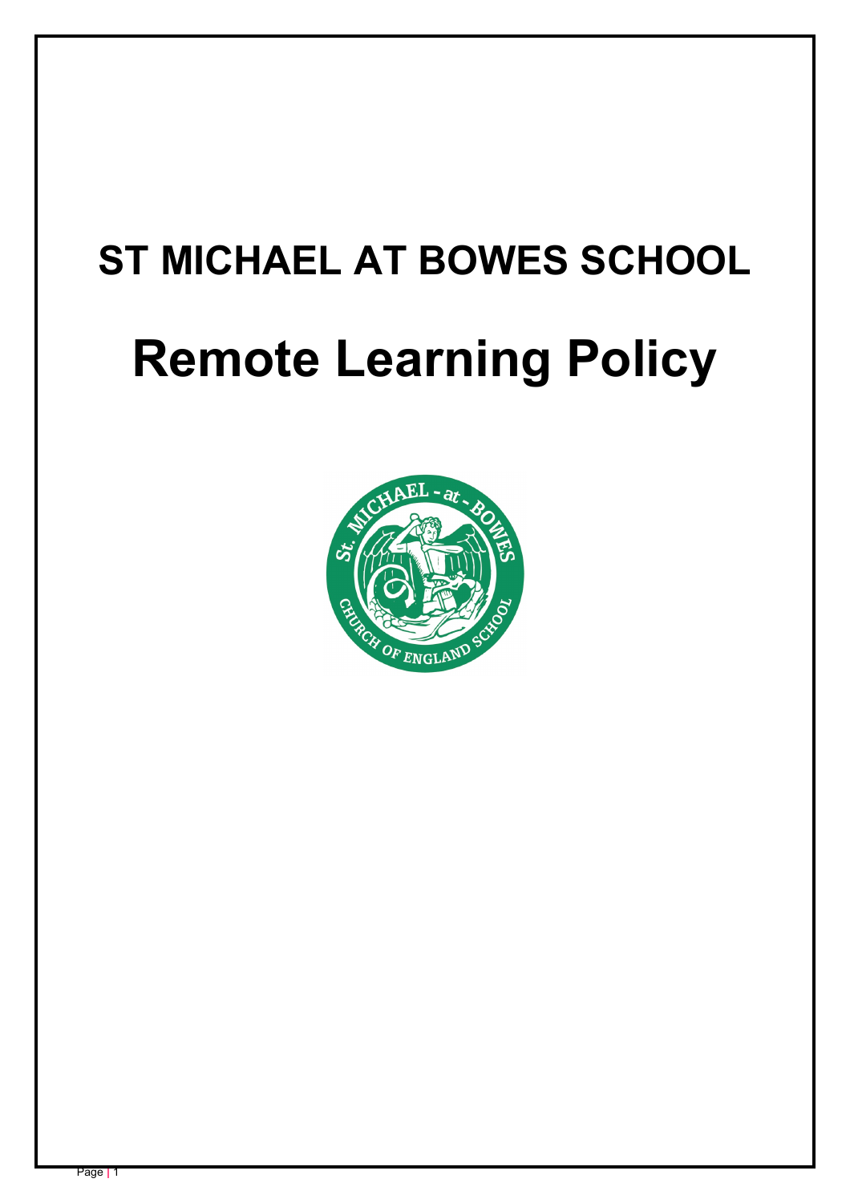# ST MICHAEL AT BOWES SCHOOL

# Remote Learning Policy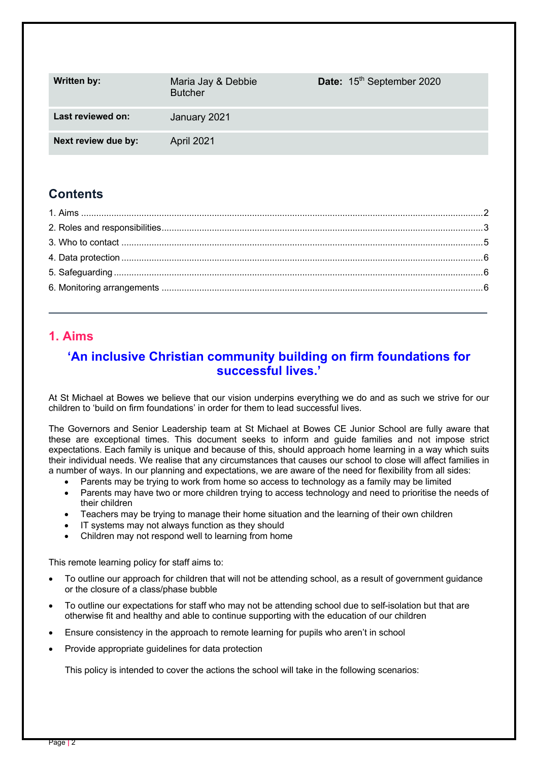| Written by: | Maria Jay & Debbie Butcher | Date: 15th September 2020 |
| --- | --- | --- |
| Last reviewed on: | January 2021 | |
| Next review due by: | April 2021 | |

## Contents

1. Aims ........ 2
2. Roles and responsibilities ........ 3
3. Who to contact ........ 5
4. Data protection ........ 6
5. Safeguarding ........ 6
6. Monitoring arrangements ........ 6

---

## 1. Aims

### 'An inclusive Christian community building on firm foundations for successful lives.'

At St Michael at Bowes we believe that our vision underpins everything we do and as such we strive for our children to 'build on firm foundations' in order for them to lead successful lives.

The Governors and Senior Leadership team at St Michael at Bowes CE Junior School are fully aware that these are exceptional times. This document seeks to inform and guide families and not impose strict expectations. Each family is unique and because of this, should approach home learning in a way which suits their individual needs. We realise that any circumstances that causes our school to close will affect families in a number of ways. In our planning and expectations, we are aware of the need for flexibility from all sides:

- Parents may be trying to work from home so access to technology as a family may be limited
- Parents may have two or more children trying to access technology and need to prioritise the needs of their children
- Teachers may be trying to manage their home situation and the learning of their own children
- IT systems may not always function as they should
- Children may not respond well to learning from home

This remote learning policy for staff aims to:

- To outline our approach for children that will not be attending school, as a result of government guidance or the closure of a class/phase bubble
- To outline our expectations for staff who may not be attending school due to self-isolation but that are otherwise fit and healthy and able to continue supporting with the education of our children
- Ensure consistency in the approach to remote learning for pupils who aren't in school
- Provide appropriate guidelines for data protection

This policy is intended to cover the actions the school will take in the following scenarios: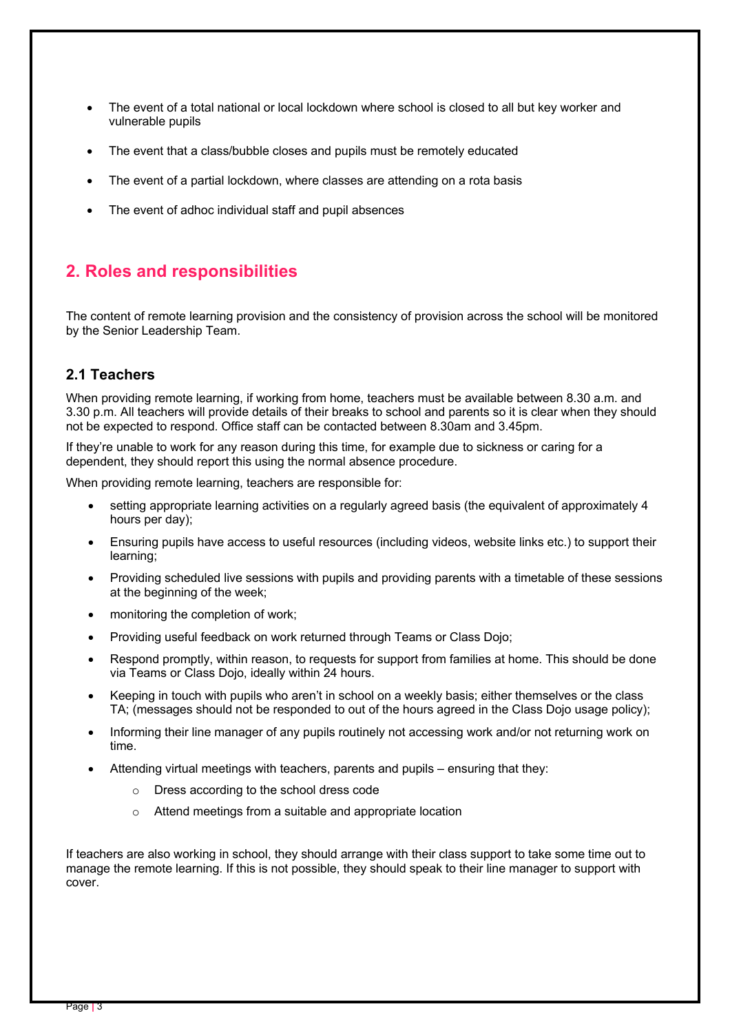- The event of a total national or local lockdown where school is closed to all but key worker and vulnerable pupils
- The event that a class/bubble closes and pupils must be remotely educated
- The event of a partial lockdown, where classes are attending on a rota basis
- The event of adhoc individual staff and pupil absences

## 2. Roles and responsibilities

The content of remote learning provision and the consistency of provision across the school will be monitored by the Senior Leadership Team.

### 2.1 Teachers

When providing remote learning, if working from home, teachers must be available between 8.30 a.m. and 3.30 p.m. All teachers will provide details of their breaks to school and parents so it is clear when they should not be expected to respond. Office staff can be contacted between 8.30am and 3.45pm.

If they're unable to work for any reason during this time, for example due to sickness or caring for a dependent, they should report this using the normal absence procedure.

When providing remote learning, teachers are responsible for:

- setting appropriate learning activities on a regularly agreed basis (the equivalent of approximately 4 hours per day);
- Ensuring pupils have access to useful resources (including videos, website links etc.) to support their learning;
- Providing scheduled live sessions with pupils and providing parents with a timetable of these sessions at the beginning of the week;
- monitoring the completion of work;
- Providing useful feedback on work returned through Teams or Class Dojo;
- Respond promptly, within reason, to requests for support from families at home. This should be done via Teams or Class Dojo, ideally within 24 hours.
- Keeping in touch with pupils who aren't in school on a weekly basis; either themselves or the class TA; (messages should not be responded to out of the hours agreed in the Class Dojo usage policy);
- Informing their line manager of any pupils routinely not accessing work and/or not returning work on time.
- Attending virtual meetings with teachers, parents and pupils – ensuring that they:
  - Dress according to the school dress code
  - Attend meetings from a suitable and appropriate location

If teachers are also working in school, they should arrange with their class support to take some time out to manage the remote learning. If this is not possible, they should speak to their line manager to support with cover.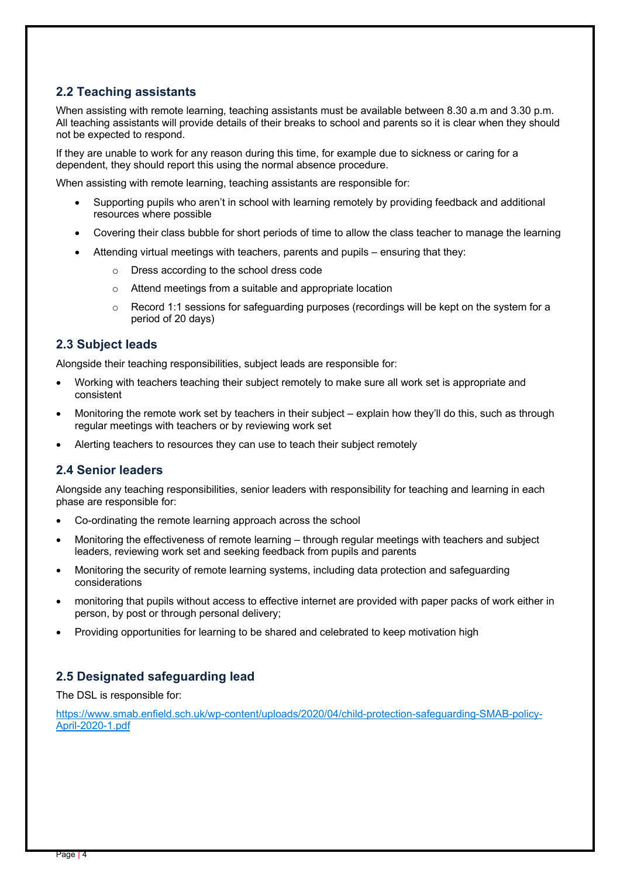## 2.2 Teaching assistants

When assisting with remote learning, teaching assistants must be available between 8.30 a.m and 3.30 p.m. All teaching assistants will provide details of their breaks to school and parents so it is clear when they should not be expected to respond.

If they are unable to work for any reason during this time, for example due to sickness or caring for a dependent, they should report this using the normal absence procedure.

When assisting with remote learning, teaching assistants are responsible for:

- Supporting pupils who aren't in school with learning remotely by providing feedback and additional resources where possible
- Covering their class bubble for short periods of time to allow the class teacher to manage the learning
- Attending virtual meetings with teachers, parents and pupils – ensuring that they:
  - Dress according to the school dress code
  - Attend meetings from a suitable and appropriate location
  - Record 1:1 sessions for safeguarding purposes (recordings will be kept on the system for a period of 20 days)

## 2.3 Subject leads

Alongside their teaching responsibilities, subject leads are responsible for:

- Working with teachers teaching their subject remotely to make sure all work set is appropriate and consistent
- Monitoring the remote work set by teachers in their subject – explain how they'll do this, such as through regular meetings with teachers or by reviewing work set
- Alerting teachers to resources they can use to teach their subject remotely

## 2.4 Senior leaders

Alongside any teaching responsibilities, senior leaders with responsibility for teaching and learning in each phase are responsible for:

- Co-ordinating the remote learning approach across the school
- Monitoring the effectiveness of remote learning – through regular meetings with teachers and subject leaders, reviewing work set and seeking feedback from pupils and parents
- Monitoring the security of remote learning systems, including data protection and safeguarding considerations
- monitoring that pupils without access to effective internet are provided with paper packs of work either in person, by post or through personal delivery;
- Providing opportunities for learning to be shared and celebrated to keep motivation high

## 2.5 Designated safeguarding lead

The DSL is responsible for:

[https://www.smab.enfield.sch.uk/wp-content/uploads/2020/04/child-protection-safeguarding-SMAB-policy-April-2020-1.pdf](https://www.smab.enfield.sch.uk/wp-content/uploads/2020/04/child-protection-safeguarding-SMAB-policy-April-2020-1.pdf)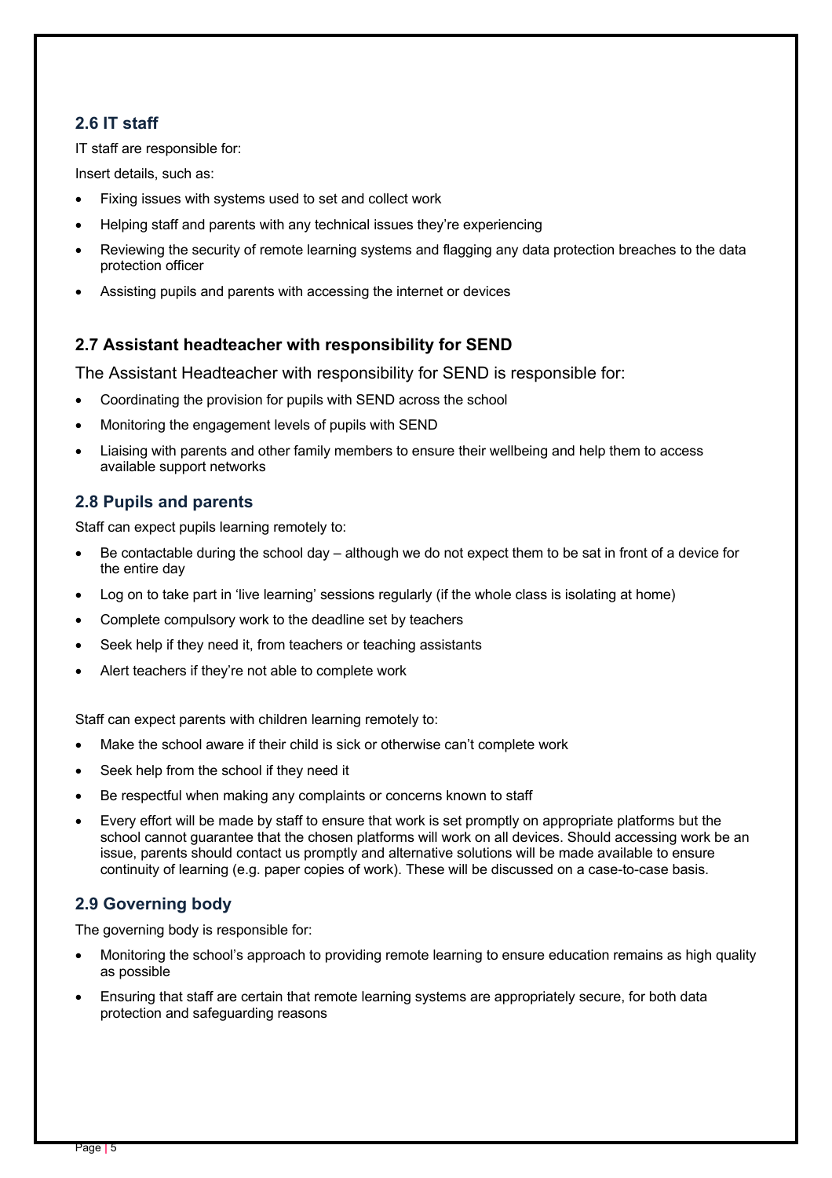### 2.6 IT staff

IT staff are responsible for:

Insert details, such as:

- Fixing issues with systems used to set and collect work
- Helping staff and parents with any technical issues they're experiencing
- Reviewing the security of remote learning systems and flagging any data protection breaches to the data protection officer
- Assisting pupils and parents with accessing the internet or devices

### 2.7 Assistant headteacher with responsibility for SEND

The Assistant Headteacher with responsibility for SEND is responsible for:

- Coordinating the provision for pupils with SEND across the school
- Monitoring the engagement levels of pupils with SEND
- Liaising with parents and other family members to ensure their wellbeing and help them to access available support networks

### 2.8 Pupils and parents

Staff can expect pupils learning remotely to:

- Be contactable during the school day – although we do not expect them to be sat in front of a device for the entire day
- Log on to take part in 'live learning' sessions regularly (if the whole class is isolating at home)
- Complete compulsory work to the deadline set by teachers
- Seek help if they need it, from teachers or teaching assistants
- Alert teachers if they're not able to complete work

Staff can expect parents with children learning remotely to:

- Make the school aware if their child is sick or otherwise can't complete work
- Seek help from the school if they need it
- Be respectful when making any complaints or concerns known to staff
- Every effort will be made by staff to ensure that work is set promptly on appropriate platforms but the school cannot guarantee that the chosen platforms will work on all devices. Should accessing work be an issue, parents should contact us promptly and alternative solutions will be made available to ensure continuity of learning (e.g. paper copies of work). These will be discussed on a case-to-case basis.

### 2.9 Governing body

The governing body is responsible for:

- Monitoring the school's approach to providing remote learning to ensure education remains as high quality as possible
- Ensuring that staff are certain that remote learning systems are appropriately secure, for both data protection and safeguarding reasons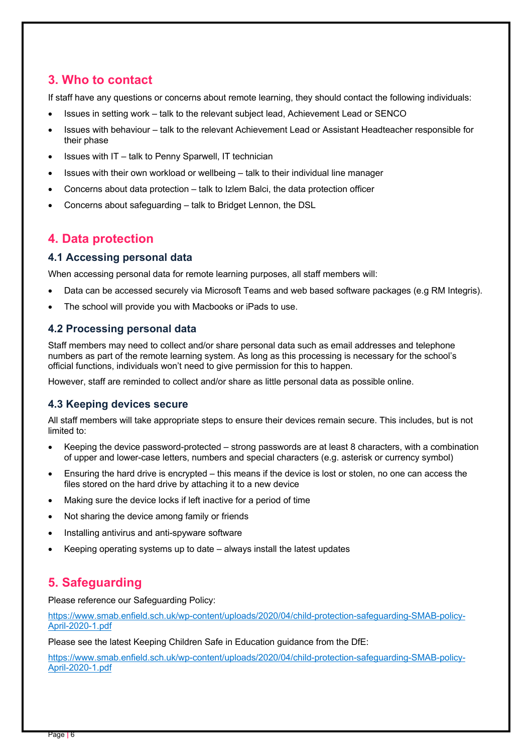## 3. Who to contact

If staff have any questions or concerns about remote learning, they should contact the following individuals:

- Issues in setting work – talk to the relevant subject lead, Achievement Lead or SENCO
- Issues with behaviour – talk to the relevant Achievement Lead or Assistant Headteacher responsible for their phase
- Issues with IT – talk to Penny Sparwell, IT technician
- Issues with their own workload or wellbeing – talk to their individual line manager
- Concerns about data protection – talk to Izlem Balci, the data protection officer
- Concerns about safeguarding – talk to Bridget Lennon, the DSL

## 4. Data protection

### 4.1 Accessing personal data

When accessing personal data for remote learning purposes, all staff members will:

- Data can be accessed securely via Microsoft Teams and web based software packages (e.g RM Integris).
- The school will provide you with Macbooks or iPads to use.

### 4.2 Processing personal data

Staff members may need to collect and/or share personal data such as email addresses and telephone numbers as part of the remote learning system. As long as this processing is necessary for the school's official functions, individuals won't need to give permission for this to happen.

However, staff are reminded to collect and/or share as little personal data as possible online.

### 4.3 Keeping devices secure

All staff members will take appropriate steps to ensure their devices remain secure. This includes, but is not limited to:

- Keeping the device password-protected – strong passwords are at least 8 characters, with a combination of upper and lower-case letters, numbers and special characters (e.g. asterisk or currency symbol)
- Ensuring the hard drive is encrypted – this means if the device is lost or stolen, no one can access the files stored on the hard drive by attaching it to a new device
- Making sure the device locks if left inactive for a period of time
- Not sharing the device among family or friends
- Installing antivirus and anti-spyware software
- Keeping operating systems up to date – always install the latest updates

## 5. Safeguarding

Please reference our Safeguarding Policy:

https://www.smab.enfield.sch.uk/wp-content/uploads/2020/04/child-protection-safeguarding-SMAB-policy-April-2020-1.pdf

Please see the latest Keeping Children Safe in Education guidance from the DfE:

https://www.smab.enfield.sch.uk/wp-content/uploads/2020/04/child-protection-safeguarding-SMAB-policy-April-2020-1.pdf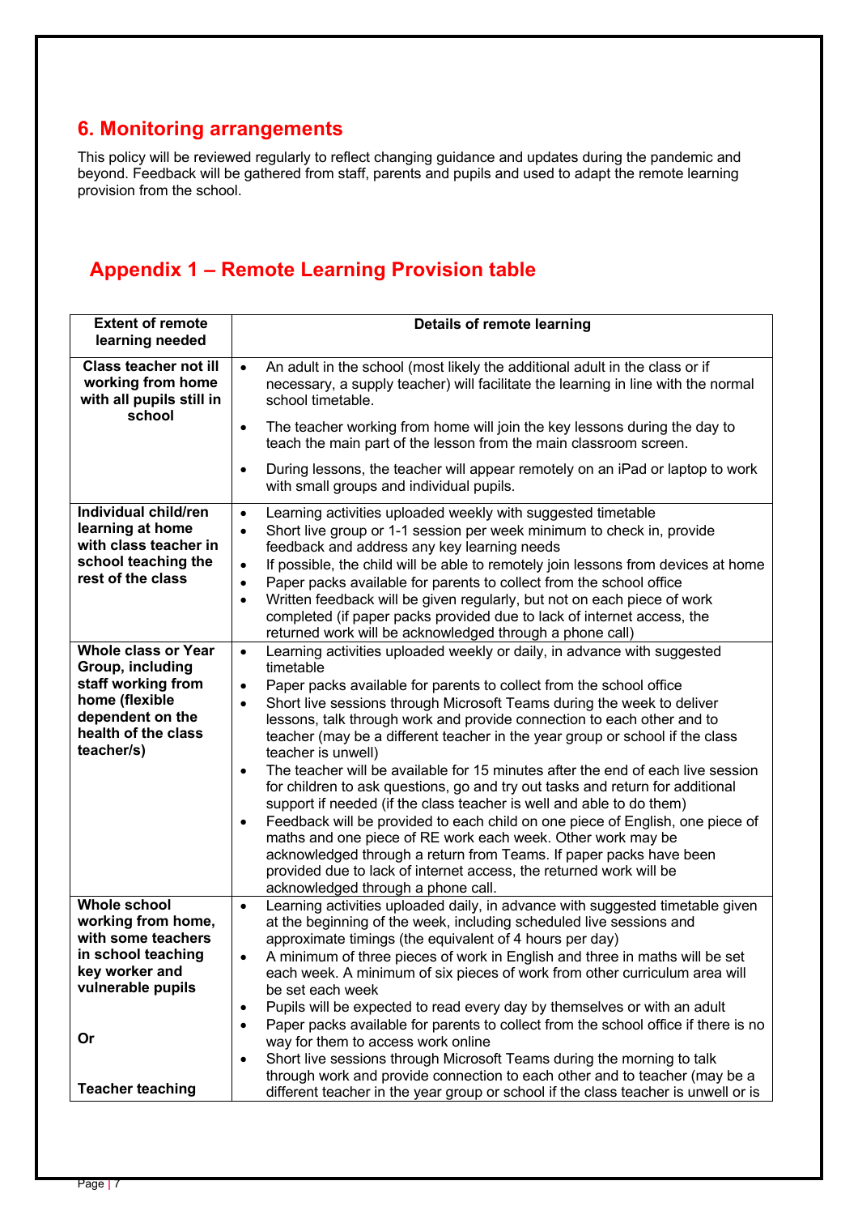## 6. Monitoring arrangements

This policy will be reviewed regularly to reflect changing guidance and updates during the pandemic and beyond. Feedback will be gathered from staff, parents and pupils and used to adapt the remote learning provision from the school.

## Appendix 1 – Remote Learning Provision table

| Extent of remote learning needed | Details of remote learning |
|---|---|
| **Class teacher not ill working from home with all pupils still in school** | • An adult in the school (most likely the additional adult in the class or if necessary, a supply teacher) will facilitate the learning in line with the normal school timetable.<br>• The teacher working from home will join the key lessons during the day to teach the main part of the lesson from the main classroom screen.<br>• During lessons, the teacher will appear remotely on an iPad or laptop to work with small groups and individual pupils. |
| **Individual child/ren learning at home with class teacher in school teaching the rest of the class** | • Learning activities uploaded weekly with suggested timetable<br>• Short live group or 1-1 session per week minimum to check in, provide feedback and address any key learning needs<br>• If possible, the child will be able to remotely join lessons from devices at home<br>• Paper packs available for parents to collect from the school office<br>• Written feedback will be given regularly, but not on each piece of work completed (if paper packs provided due to lack of internet access, the returned work will be acknowledged through a phone call) |
| **Whole class or Year Group, including staff working from home (flexible dependent on the health of the class teacher/s)** | • Learning activities uploaded weekly or daily, in advance with suggested timetable<br>• Paper packs available for parents to collect from the school office<br>• Short live sessions through Microsoft Teams during the week to deliver lessons, talk through work and provide connection to each other and to teacher (may be a different teacher in the year group or school if the class teacher is unwell)<br>• The teacher will be available for 15 minutes after the end of each live session for children to ask questions, go and try out tasks and return for additional support if needed (if the class teacher is well and able to do them)<br>• Feedback will be provided to each child on one piece of English, one piece of maths and one piece of RE work each week. Other work may be acknowledged through a return from Teams. If paper packs have been provided due to lack of internet access, the returned work will be acknowledged through a phone call. |
| **Whole school working from home, with some teachers in school teaching key worker and vulnerable pupils**<br><br>**Or**<br><br>**Teacher teaching** | • Learning activities uploaded daily, in advance with suggested timetable given at the beginning of the week, including scheduled live sessions and approximate timings (the equivalent of 4 hours per day)<br>• A minimum of three pieces of work in English and three in maths will be set each week. A minimum of six pieces of work from other curriculum area will be set each week<br>• Pupils will be expected to read every day by themselves or with an adult<br>• Paper packs available for parents to collect from the school office if there is no way for them to access work online<br>• Short live sessions through Microsoft Teams during the morning to talk through work and provide connection to each other and to teacher (may be a different teacher in the year group or school if the class teacher is unwell or is |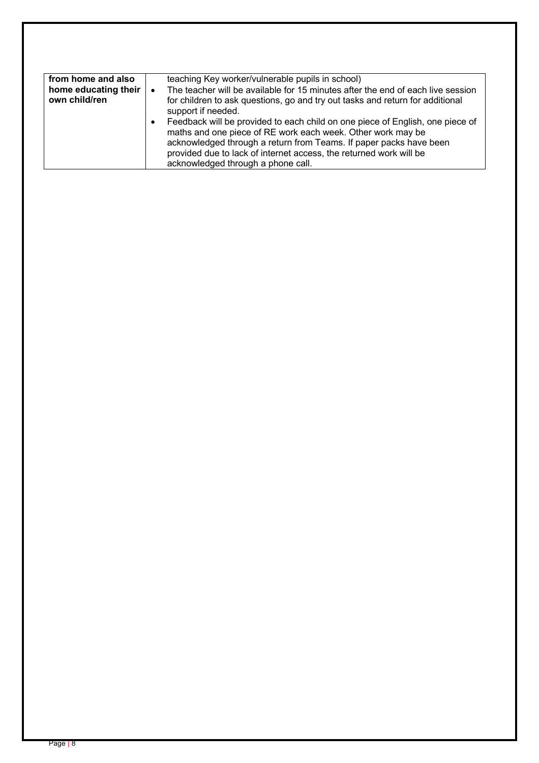| | |
|---|---|
| **from home and also home educating their own child/ren** | teaching Key worker/vulnerable pupils in school)<br>• The teacher will be available for 15 minutes after the end of each live session for children to ask questions, go and try out tasks and return for additional support if needed.<br>• Feedback will be provided to each child on one piece of English, one piece of maths and one piece of RE work each week. Other work may be acknowledged through a return from Teams. If paper packs have been provided due to lack of internet access, the returned work will be acknowledged through a phone call. |